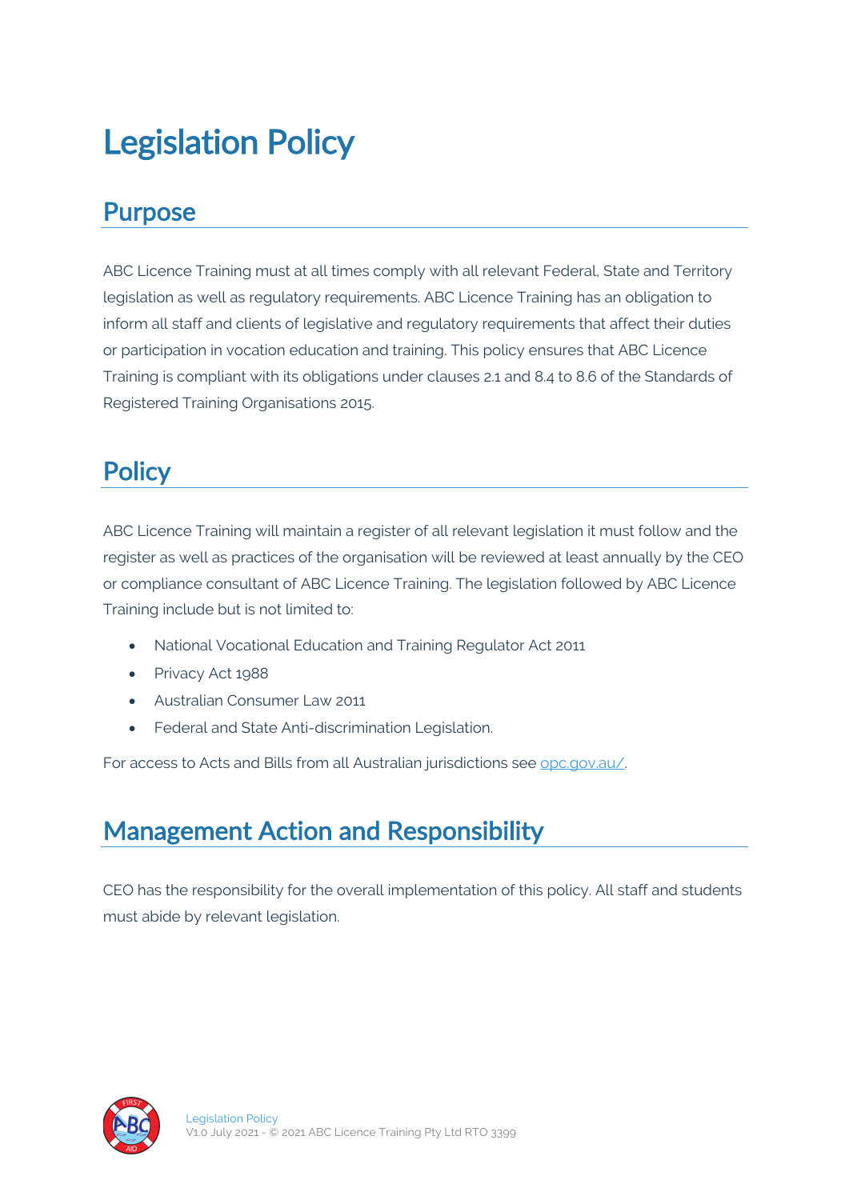# Legislation Policy

## Purpose

ABC Licence Training must at all times comply with all relevant Federal, State and Territory legislation as well as regulatory requirements. ABC Licence Training has an obligation to inform all staff and clients of legislative and regulatory requirements that affect their duties or participation in vocation education and training. This policy ensures that ABC Licence Training is compliant with its obligations under clauses 2.1 and 8.4 to 8.6 of the Standards of Registered Training Organisations 2015.

## Policy

ABC Licence Training will maintain a register of all relevant legislation it must follow and the register as well as practices of the organisation will be reviewed at least annually by the CEO or compliance consultant of ABC Licence Training. The legislation followed by ABC Licence Training include but is not limited to:

- National Vocational Education and Training Regulator Act 2011
- Privacy Act 1988
- Australian Consumer Law 2011
- Federal and State Anti-discrimination Legislation.

For access to Acts and Bills from all Australian jurisdictions see [opc.gov.au/](opc.gov.au/).

## Management Action and Responsibility

CEO has the responsibility for the overall implementation of this policy. All staff and students must abide by relevant legislation.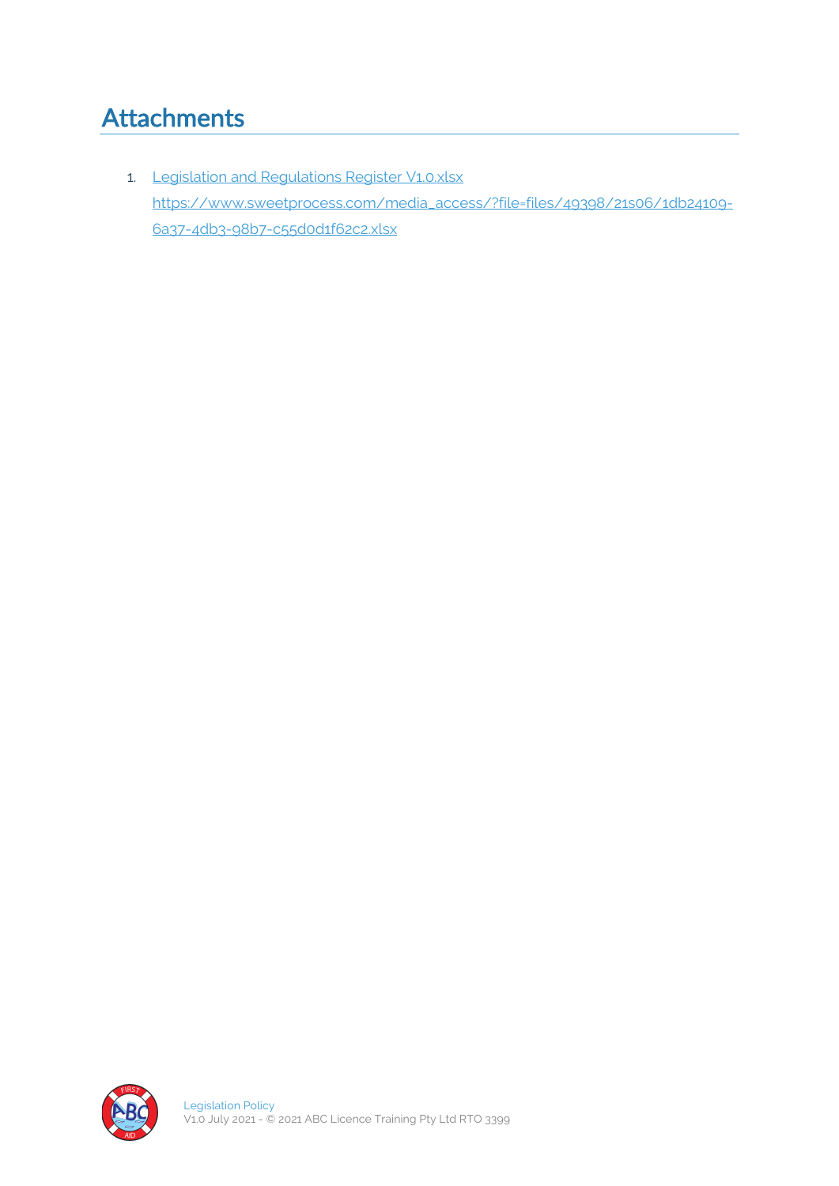## Attachments

1. [Legislation and Regulations Register V1.0.xlsx](https://www.sweetprocess.com/media_access/?file=files/49398/21s06/1db24109-6a37-4db3-98b7-c55d0d1f62c2.xlsx)
   https://www.sweetprocess.com/media_access/?file=files/49398/21s06/1db24109-6a37-4db3-98b7-c55d0d1f62c2.xlsx